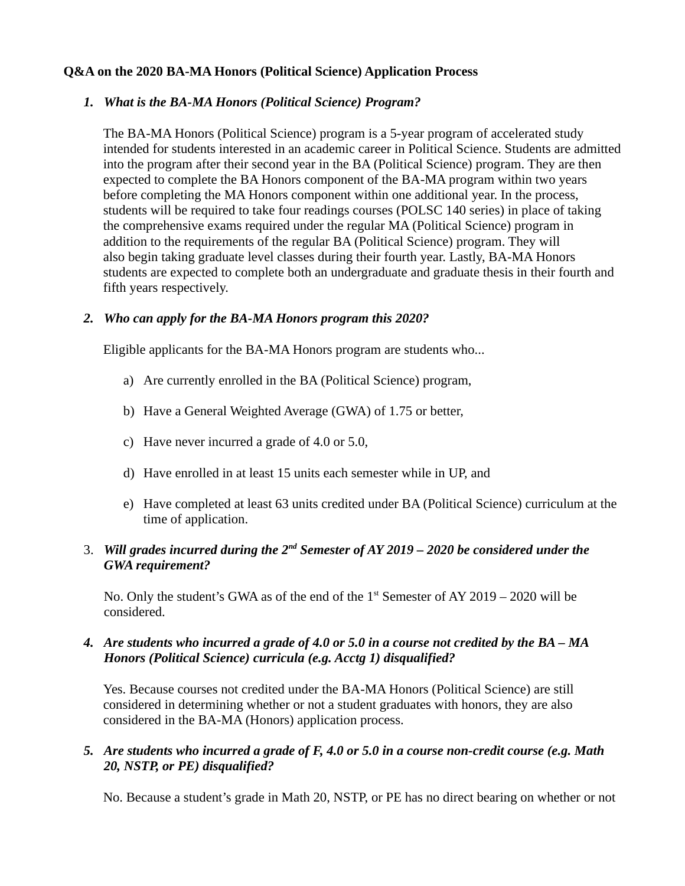**Q&A on the 2020 BA-MA Honors (Political Science) Application Process**

1. ***What is the BA-MA Honors (Political Science) Program?***

   The BA-MA Honors (Political Science) program is a 5-year program of accelerated study intended for students interested in an academic career in Political Science. Students are admitted into the program after their second year in the BA (Political Science) program. They are then expected to complete the BA Honors component of the BA-MA program within two years before completing the MA Honors component within one additional year. In the process, students will be required to take four readings courses (POLSC 140 series) in place of taking the comprehensive exams required under the regular MA (Political Science) program in addition to the requirements of the regular BA (Political Science) program. They will also begin taking graduate level classes during their fourth year. Lastly, BA-MA Honors students are expected to complete both an undergraduate and graduate thesis in their fourth and fifth years respectively.

2. ***Who can apply for the BA-MA Honors program this 2020?***

   Eligible applicants for the BA-MA Honors program are students who...

   a) Are currently enrolled in the BA (Political Science) program,

   b) Have a General Weighted Average (GWA) of 1.75 or better,

   c) Have never incurred a grade of 4.0 or 5.0,

   d) Have enrolled in at least 15 units each semester while in UP, and

   e) Have completed at least 63 units credited under BA (Political Science) curriculum at the time of application.

3. ***Will grades incurred during the 2nd Semester of AY 2019 – 2020 be considered under the GWA requirement?***

   No. Only the student's GWA as of the end of the 1st Semester of AY 2019 – 2020 will be considered.

4. ***Are students who incurred a grade of 4.0 or 5.0 in a course not credited by the BA – MA Honors (Political Science) curricula (e.g. Acctg 1) disqualified?***

   Yes. Because courses not credited under the BA-MA Honors (Political Science) are still considered in determining whether or not a student graduates with honors, they are also considered in the BA-MA (Honors) application process.

5. ***Are students who incurred a grade of F, 4.0 or 5.0 in a course non-credit course (e.g. Math 20, NSTP, or PE) disqualified?***

   No. Because a student's grade in Math 20, NSTP, or PE has no direct bearing on whether or not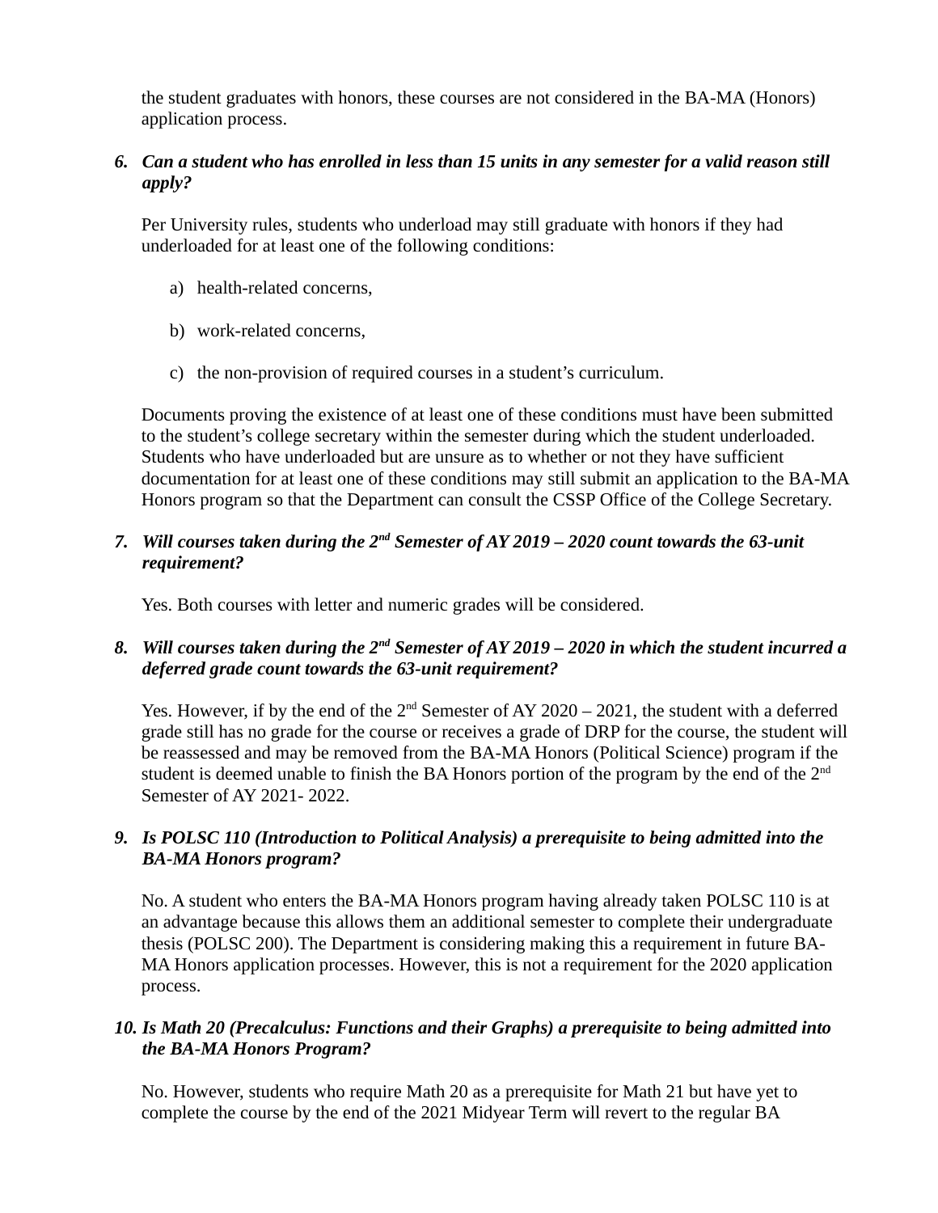the student graduates with honors, these courses are not considered in the BA-MA (Honors) application process.

6. ***Can a student who has enrolled in less than 15 units in any semester for a valid reason still apply?***

   Per University rules, students who underload may still graduate with honors if they had underloaded for at least one of the following conditions:

   a) health-related concerns,

   b) work-related concerns,

   c) the non-provision of required courses in a student's curriculum.

   Documents proving the existence of at least one of these conditions must have been submitted to the student's college secretary within the semester during which the student underloaded. Students who have underloaded but are unsure as to whether or not they have sufficient documentation for at least one of these conditions may still submit an application to the BA-MA Honors program so that the Department can consult the CSSP Office of the College Secretary.

7. ***Will courses taken during the 2nd Semester of AY 2019 – 2020 count towards the 63-unit requirement?***

   Yes. Both courses with letter and numeric grades will be considered.

8. ***Will courses taken during the 2nd Semester of AY 2019 – 2020 in which the student incurred a deferred grade count towards the 63-unit requirement?***

   Yes. However, if by the end of the 2nd Semester of AY 2020 – 2021, the student with a deferred grade still has no grade for the course or receives a grade of DRP for the course, the student will be reassessed and may be removed from the BA-MA Honors (Political Science) program if the student is deemed unable to finish the BA Honors portion of the program by the end of the 2nd Semester of AY 2021- 2022.

9. ***Is POLSC 110 (Introduction to Political Analysis) a prerequisite to being admitted into the BA-MA Honors program?***

   No. A student who enters the BA-MA Honors program having already taken POLSC 110 is at an advantage because this allows them an additional semester to complete their undergraduate thesis (POLSC 200). The Department is considering making this a requirement in future BA-MA Honors application processes. However, this is not a requirement for the 2020 application process.

10. ***Is Math 20 (Precalculus: Functions and their Graphs) a prerequisite to being admitted into the BA-MA Honors Program?***

    No. However, students who require Math 20 as a prerequisite for Math 21 but have yet to complete the course by the end of the 2021 Midyear Term will revert to the regular BA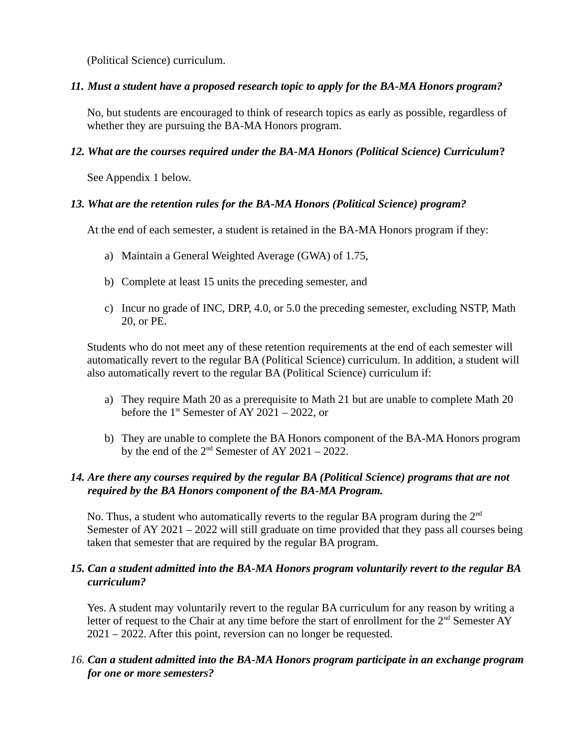(Political Science) curriculum.

*11. Must a student have a proposed research topic to apply for the BA-MA Honors program?*

No, but students are encouraged to think of research topics as early as possible, regardless of whether they are pursuing the BA-MA Honors program.

*12. What are the courses required under the BA-MA Honors (Political Science) Curriculum***?**

See Appendix 1 below.

*13. What are the retention rules for the BA-MA Honors (Political Science) program?*

At the end of each semester, a student is retained in the BA-MA Honors program if they:

a) Maintain a General Weighted Average (GWA) of 1.75,

b) Complete at least 15 units the preceding semester, and

c) Incur no grade of INC, DRP, 4.0, or 5.0 the preceding semester, excluding NSTP, Math 20, or PE.

Students who do not meet any of these retention requirements at the end of each semester will automatically revert to the regular BA (Political Science) curriculum. In addition, a student will also automatically revert to the regular BA (Political Science) curriculum if:

a) They require Math 20 as a prerequisite to Math 21 but are unable to complete Math 20 before the 1st Semester of AY 2021 – 2022, or

b) They are unable to complete the BA Honors component of the BA-MA Honors program by the end of the 2nd Semester of AY 2021 – 2022.

*14. Are there any courses required by the regular BA (Political Science) programs that are not required by the BA Honors component of the BA-MA Program.*

No. Thus, a student who automatically reverts to the regular BA program during the 2nd Semester of AY 2021 – 2022 will still graduate on time provided that they pass all courses being taken that semester that are required by the regular BA program.

*15. Can a student admitted into the BA-MA Honors program voluntarily revert to the regular BA curriculum?*

Yes. A student may voluntarily revert to the regular BA curriculum for any reason by writing a letter of request to the Chair at any time before the start of enrollment for the 2nd Semester AY 2021 – 2022. After this point, reversion can no longer be requested.

16. ***Can a student admitted into the BA-MA Honors program participate in an exchange program for one or more semesters?***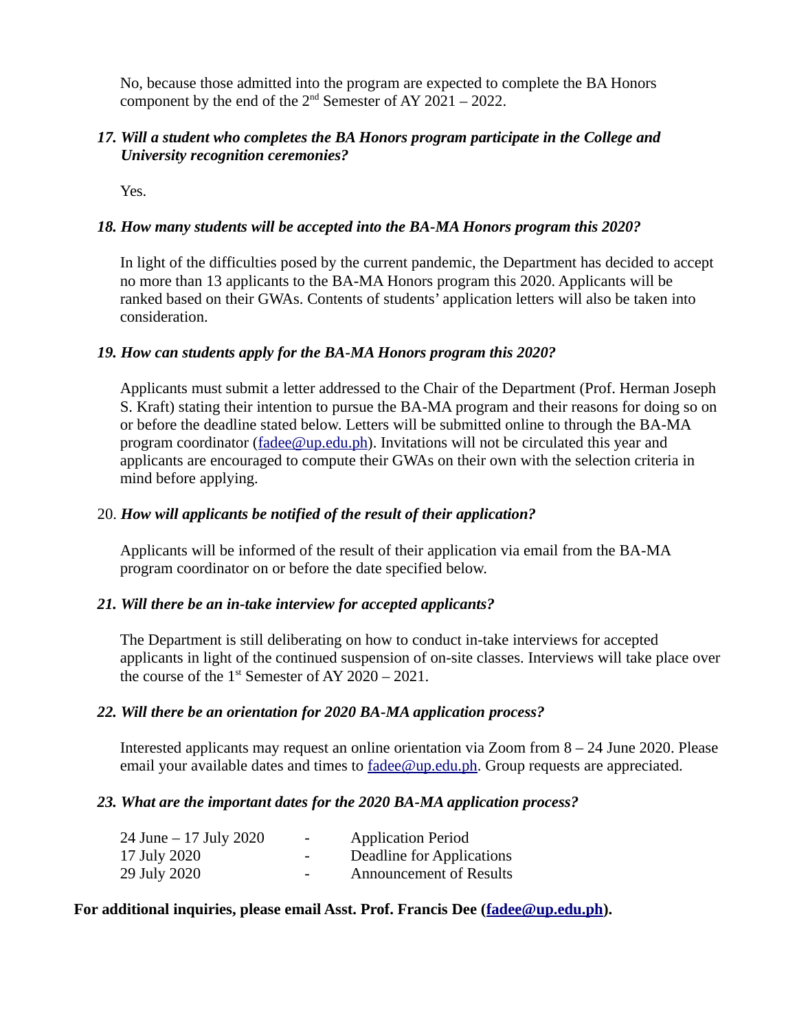No, because those admitted into the program are expected to complete the BA Honors component by the end of the 2nd Semester of AY 2021 – 2022.

*17. Will a student who completes the BA Honors program participate in the College and University recognition ceremonies?*

Yes.

*18. How many students will be accepted into the BA-MA Honors program this 2020?*

In light of the difficulties posed by the current pandemic, the Department has decided to accept no more than 13 applicants to the BA-MA Honors program this 2020. Applicants will be ranked based on their GWAs. Contents of students' application letters will also be taken into consideration.

*19. How can students apply for the BA-MA Honors program this 2020?*

Applicants must submit a letter addressed to the Chair of the Department (Prof. Herman Joseph S. Kraft) stating their intention to pursue the BA-MA program and their reasons for doing so on or before the deadline stated below. Letters will be submitted online to through the BA-MA program coordinator (fadee@up.edu.ph). Invitations will not be circulated this year and applicants are encouraged to compute their GWAs on their own with the selection criteria in mind before applying.

20. *How will applicants be notified of the result of their application?*

Applicants will be informed of the result of their application via email from the BA-MA program coordinator on or before the date specified below.

*21. Will there be an in-take interview for accepted applicants?*

The Department is still deliberating on how to conduct in-take interviews for accepted applicants in light of the continued suspension of on-site classes. Interviews will take place over the course of the 1st Semester of AY 2020 – 2021.

*22. Will there be an orientation for 2020 BA-MA application process?*

Interested applicants may request an online orientation via Zoom from 8 – 24 June 2020. Please email your available dates and times to fadee@up.edu.ph. Group requests are appreciated.

*23. What are the important dates for the 2020 BA-MA application process?*

| | | |
|---|---|---|
| 24 June – 17 July 2020 | - | Application Period |
| 17 July 2020 | - | Deadline for Applications |
| 29 July 2020 | - | Announcement of Results |

**For additional inquiries, please email Asst. Prof. Francis Dee (fadee@up.edu.ph).**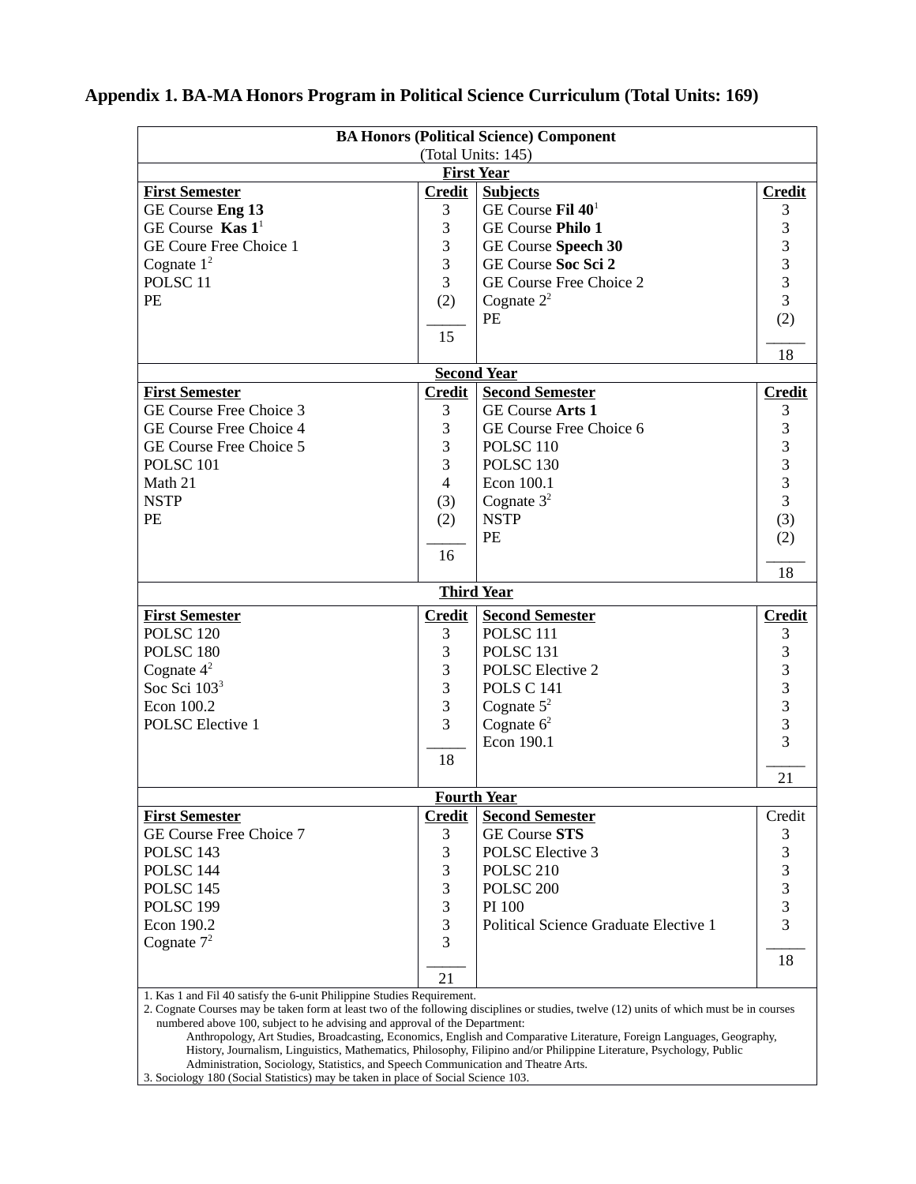**Appendix 1. BA-MA Honors Program in Political Science Curriculum (Total Units: 169)**

| BA Honors (Political Science) Component (Total Units: 145) | | | |
|---|---|---|---|
| **First Year** | | | |
| **First Semester** | **Credit** | **Subjects** | **Credit** |
| GE Course **Eng 13** | 3 | GE Course **Fil 40**[1] | 3 |
| GE Course **Kas 1**[1] | 3 | GE Course **Philo 1** | 3 |
| GE Coure Free Choice 1 | 3 | GE Course **Speech 30** | 3 |
| Cognate 1[2] | 3 | GE Course **Soc Sci 2** | 3 |
| POLSC 11 | 3 | GE Course Free Choice 2 | 3 |
| PE | (2) | Cognate 2[2] | 3 |
| | | PE | (2) |
| | 15 | | 18 |
| **Second Year** | | | |
| **First Semester** | **Credit** | **Second Semester** | **Credit** |
| GE Course Free Choice 3 | 3 | GE Course **Arts 1** | 3 |
| GE Course Free Choice 4 | 3 | GE Course Free Choice 6 | 3 |
| GE Course Free Choice 5 | 3 | POLSC 110 | 3 |
| POLSC 101 | 3 | POLSC 130 | 3 |
| Math 21 | 4 | Econ 100.1 | 3 |
| NSTP | (3) | Cognate 3[2] | 3 |
| PE | (2) | NSTP | (3) |
| | | PE | (2) |
| | 16 | | 18 |
| **Third Year** | | | |
| **First Semester** | **Credit** | **Second Semester** | **Credit** |
| POLSC 120 | 3 | POLSC 111 | 3 |
| POLSC 180 | 3 | POLSC 131 | 3 |
| Cognate 4[2] | 3 | POLSC Elective 2 | 3 |
| Soc Sci 103[3] | 3 | POLS C 141 | 3 |
| Econ 100.2 | 3 | Cognate 5[2] | 3 |
| POLSC Elective 1 | 3 | Cognate 6[2] | 3 |
| | | Econ 190.1 | 3 |
| | 18 | | 21 |
| **Fourth Year** | | | |
| **First Semester** | **Credit** | **Second Semester** | Credit |
| GE Course Free Choice 7 | 3 | GE Course **STS** | 3 |
| POLSC 143 | 3 | POLSC Elective 3 | 3 |
| POLSC 144 | 3 | POLSC 210 | 3 |
| POLSC 145 | 3 | POLSC 200 | 3 |
| POLSC 199 | 3 | PI 100 | 3 |
| Econ 190.2 | 3 | Political Science Graduate Elective 1 | 3 |
| Cognate 7[2] | 3 | | |
| | | | 18 |
| | 21 | | |

1. Kas 1 and Fil 40 satisfy the 6-unit Philippine Studies Requirement.
2. Cognate Courses may be taken form at least two of the following disciplines or studies, twelve (12) units of which must be in courses numbered above 100, subject to he advising and approval of the Department:
   Anthropology, Art Studies, Broadcasting, Economics, English and Comparative Literature, Foreign Languages, Geography, History, Journalism, Linguistics, Mathematics, Philosophy, Filipino and/or Philippine Literature, Psychology, Public Administration, Sociology, Statistics, and Speech Communication and Theatre Arts.
3. Sociology 180 (Social Statistics) may be taken in place of Social Science 103.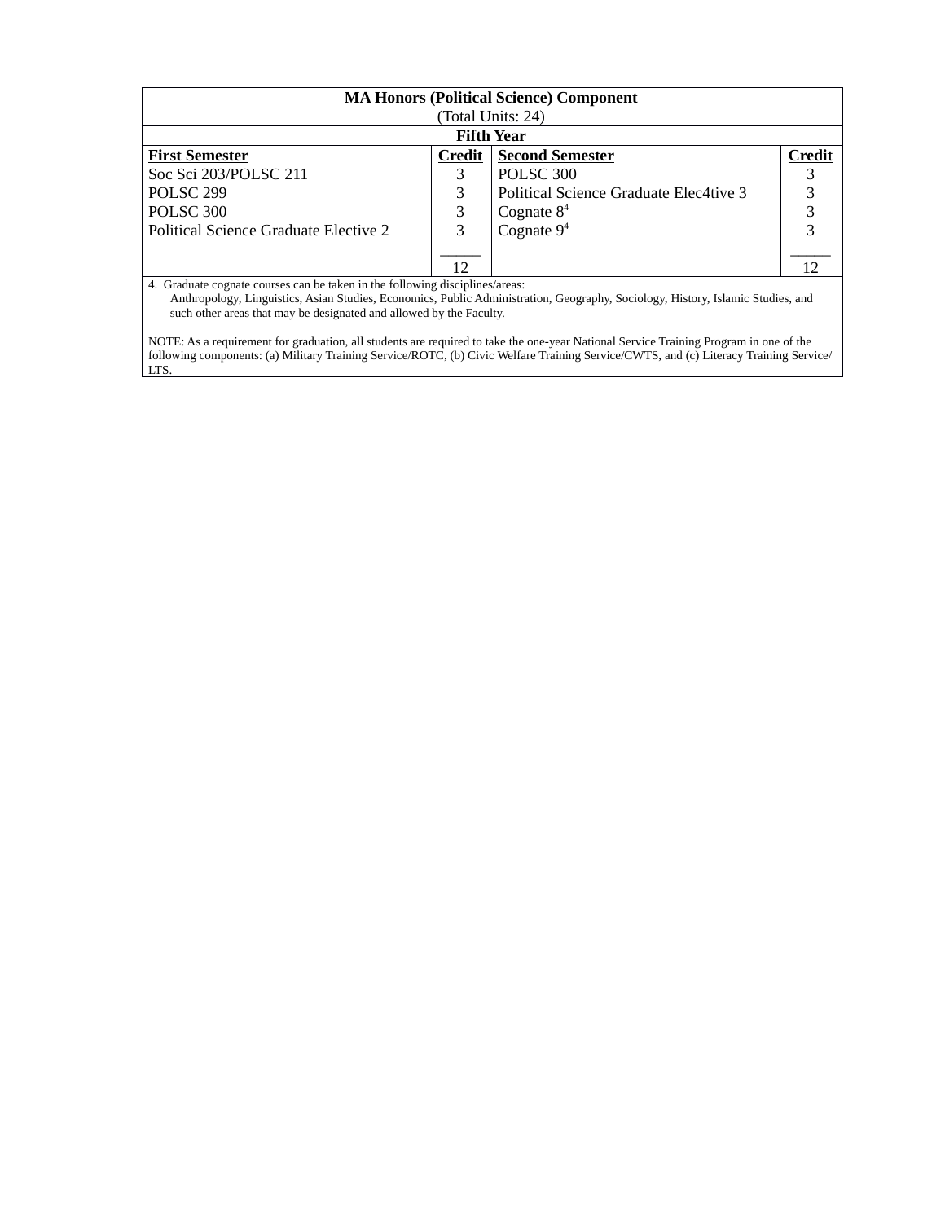| **MA Honors (Political Science) Component**<br>(Total Units: 24) | | | |
|---|---|---|---|
| **Fifth Year** | | | |
| **First Semester** | **Credit** | **Second Semester** | **Credit** |
| Soc Sci 203/POLSC 211 | 3 | POLSC 300 | 3 |
| POLSC 299 | 3 | Political Science Graduate Elec4tive 3 | 3 |
| POLSC 300 | 3 | Cognate 8[4] | 3 |
| Political Science Graduate Elective 2 | 3 | Cognate 9[4] | 3 |
| | 12 | | 12 |

4. Graduate cognate courses can be taken in the following disciplines/areas:
   Anthropology, Linguistics, Asian Studies, Economics, Public Administration, Geography, Sociology, History, Islamic Studies, and such other areas that may be designated and allowed by the Faculty.

NOTE: As a requirement for graduation, all students are required to take the one-year National Service Training Program in one of the following components: (a) Military Training Service/ROTC, (b) Civic Welfare Training Service/CWTS, and (c) Literacy Training Service/ LTS.